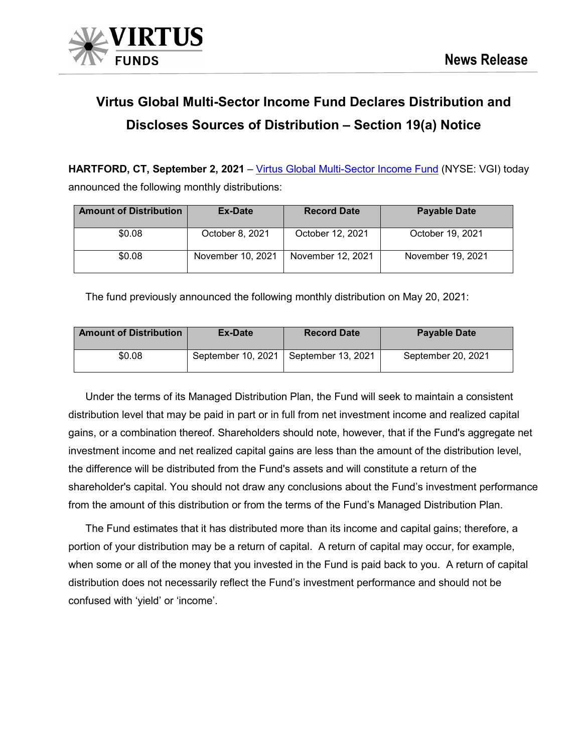# Virtus Global Multi-Sector Income Fund Declares Distribution and Discloses Sources of Distribution – Section 19(a) Notice

**HARTFORD, CT, September 2, 2021** – Virtus Global Multi-Sector Income Fund (NYSE: VGI) today announced the following monthly distributions:

| Amount of Distribution | Ex-Date | Record Date | Payable Date |
|---|---|---|---|
| $0.08 | October 8, 2021 | October 12, 2021 | October 19, 2021 |
| $0.08 | November 10, 2021 | November 12, 2021 | November 19, 2021 |

The fund previously announced the following monthly distribution on May 20, 2021:

| Amount of Distribution | Ex-Date | Record Date | Payable Date |
|---|---|---|---|
| $0.08 | September 10, 2021 | September 13, 2021 | September 20, 2021 |

Under the terms of its Managed Distribution Plan, the Fund will seek to maintain a consistent distribution level that may be paid in part or in full from net investment income and realized capital gains, or a combination thereof. Shareholders should note, however, that if the Fund's aggregate net investment income and net realized capital gains are less than the amount of the distribution level, the difference will be distributed from the Fund's assets and will constitute a return of the shareholder's capital. You should not draw any conclusions about the Fund's investment performance from the amount of this distribution or from the terms of the Fund's Managed Distribution Plan.

The Fund estimates that it has distributed more than its income and capital gains; therefore, a portion of your distribution may be a return of capital. A return of capital may occur, for example, when some or all of the money that you invested in the Fund is paid back to you. A return of capital distribution does not necessarily reflect the Fund's investment performance and should not be confused with 'yield' or 'income'.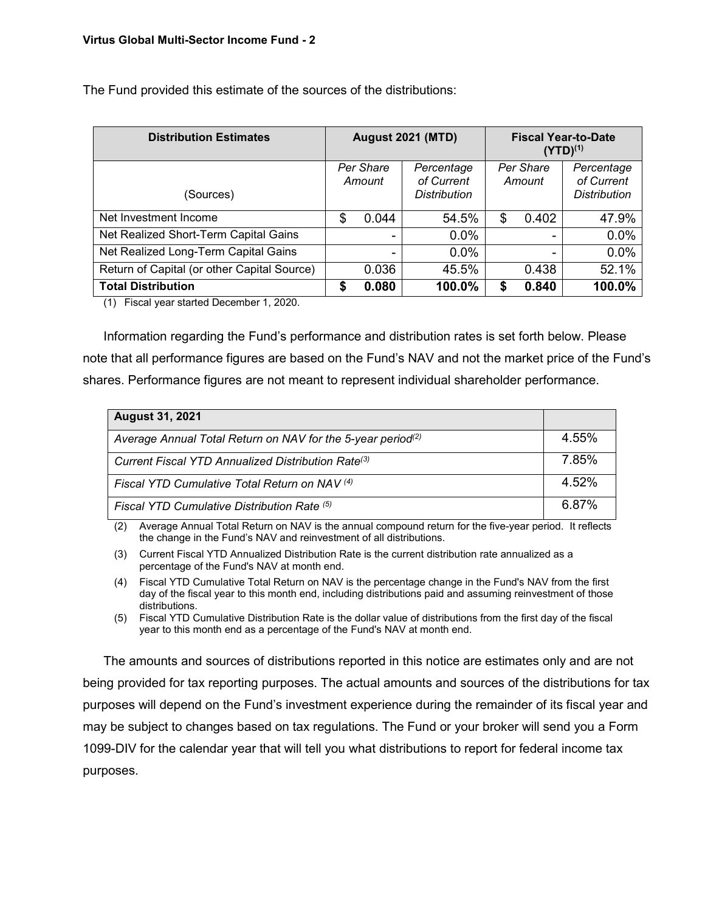The Fund provided this estimate of the sources of the distributions:

| Distribution Estimates | August 2021 (MTD) | | Fiscal Year-to-Date (YTD)[1] | |
|---|---|---|---|---|
| (Sources) | *Per Share Amount* | *Percentage of Current Distribution* | *Per Share Amount* | *Percentage of Current Distribution* |
| Net Investment Income | $ 0.044 | 54.5% | $ 0.402 | 47.9% |
| Net Realized Short-Term Capital Gains | - | 0.0% | - | 0.0% |
| Net Realized Long-Term Capital Gains | - | 0.0% | - | 0.0% |
| Return of Capital (or other Capital Source) | 0.036 | 45.5% | 0.438 | 52.1% |
| **Total Distribution** | **$ 0.080** | **100.0%** | **$ 0.840** | **100.0%** |

(1) Fiscal year started December 1, 2020.

Information regarding the Fund's performance and distribution rates is set forth below. Please note that all performance figures are based on the Fund's NAV and not the market price of the Fund's shares. Performance figures are not meant to represent individual shareholder performance.

| **August 31, 2021** | |
|---|---|
| *Average Annual Total Return on NAV for the 5-year period[2]* | 4.55% |
| *Current Fiscal YTD Annualized Distribution Rate[3]* | 7.85% |
| *Fiscal YTD Cumulative Total Return on NAV [4]* | 4.52% |
| *Fiscal YTD Cumulative Distribution Rate [5]* | 6.87% |

(2) Average Annual Total Return on NAV is the annual compound return for the five-year period. It reflects the change in the Fund's NAV and reinvestment of all distributions.

(3) Current Fiscal YTD Annualized Distribution Rate is the current distribution rate annualized as a percentage of the Fund's NAV at month end.

(4) Fiscal YTD Cumulative Total Return on NAV is the percentage change in the Fund's NAV from the first day of the fiscal year to this month end, including distributions paid and assuming reinvestment of those distributions.

(5) Fiscal YTD Cumulative Distribution Rate is the dollar value of distributions from the first day of the fiscal year to this month end as a percentage of the Fund's NAV at month end.

The amounts and sources of distributions reported in this notice are estimates only and are not being provided for tax reporting purposes. The actual amounts and sources of the distributions for tax purposes will depend on the Fund's investment experience during the remainder of its fiscal year and may be subject to changes based on tax regulations. The Fund or your broker will send you a Form 1099-DIV for the calendar year that will tell you what distributions to report for federal income tax purposes.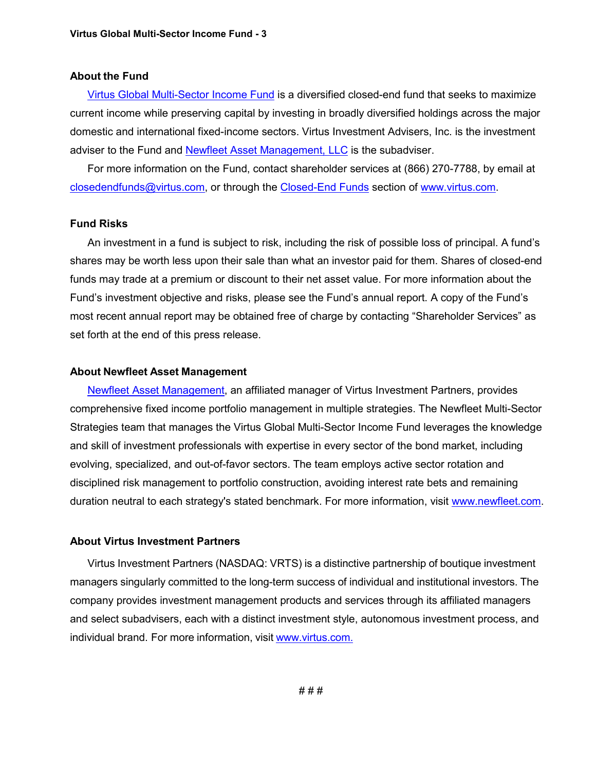## About the Fund

Virtus Global Multi-Sector Income Fund is a diversified closed-end fund that seeks to maximize current income while preserving capital by investing in broadly diversified holdings across the major domestic and international fixed-income sectors. Virtus Investment Advisers, Inc. is the investment adviser to the Fund and Newfleet Asset Management, LLC is the subadviser.

For more information on the Fund, contact shareholder services at (866) 270-7788, by email at closedendfunds@virtus.com, or through the Closed-End Funds section of www.virtus.com.

## Fund Risks

An investment in a fund is subject to risk, including the risk of possible loss of principal. A fund's shares may be worth less upon their sale than what an investor paid for them. Shares of closed-end funds may trade at a premium or discount to their net asset value. For more information about the Fund's investment objective and risks, please see the Fund's annual report. A copy of the Fund's most recent annual report may be obtained free of charge by contacting "Shareholder Services" as set forth at the end of this press release.

## About Newfleet Asset Management

Newfleet Asset Management, an affiliated manager of Virtus Investment Partners, provides comprehensive fixed income portfolio management in multiple strategies. The Newfleet Multi-Sector Strategies team that manages the Virtus Global Multi-Sector Income Fund leverages the knowledge and skill of investment professionals with expertise in every sector of the bond market, including evolving, specialized, and out-of-favor sectors. The team employs active sector rotation and disciplined risk management to portfolio construction, avoiding interest rate bets and remaining duration neutral to each strategy's stated benchmark. For more information, visit www.newfleet.com.

## About Virtus Investment Partners

Virtus Investment Partners (NASDAQ: VRTS) is a distinctive partnership of boutique investment managers singularly committed to the long-term success of individual and institutional investors. The company provides investment management products and services through its affiliated managers and select subadvisers, each with a distinct investment style, autonomous investment process, and individual brand. For more information, visit www.virtus.com.

# # #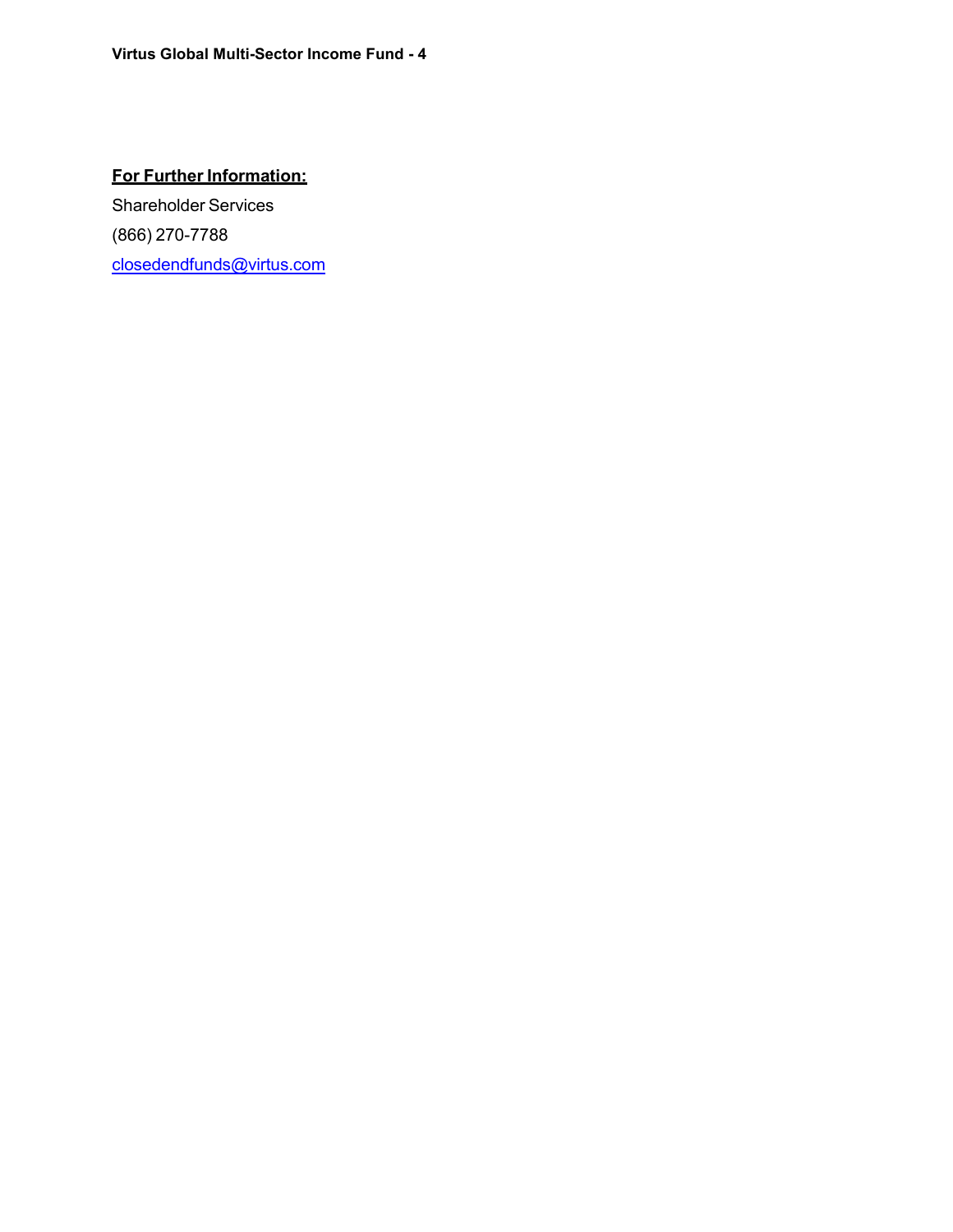**For Further Information:**

Shareholder Services

(866) 270-7788

closedendfunds@virtus.com